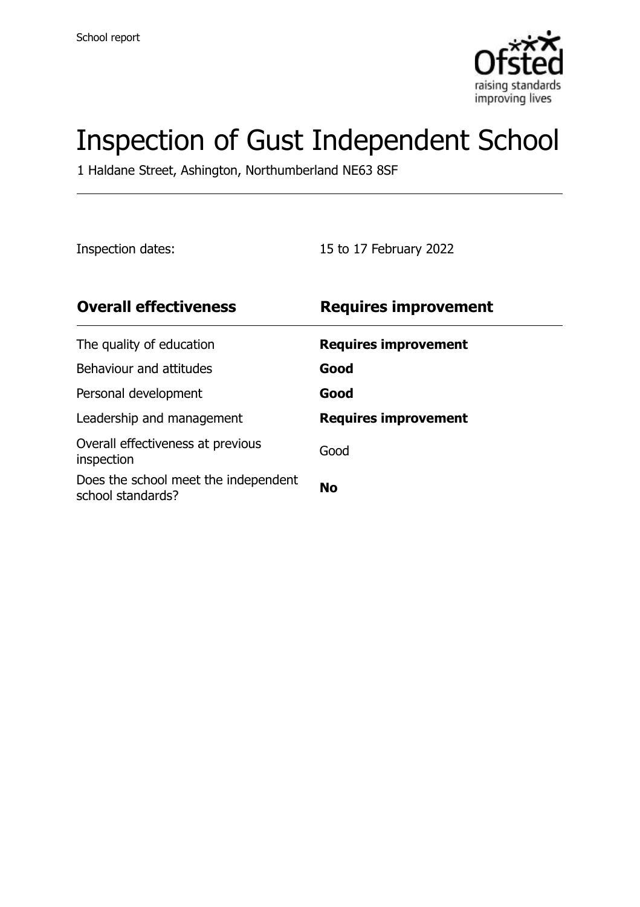School report

# Inspection of Gust Independent School

1 Haldane Street, Ashington, Northumberland NE63 8SF

Inspection dates: 15 to 17 February 2022

| **Overall effectiveness** | **Requires improvement** |
| --- | --- |
| The quality of education | **Requires improvement** |
| Behaviour and attitudes | **Good** |
| Personal development | **Good** |
| Leadership and management | **Requires improvement** |
| Overall effectiveness at previous inspection | Good |
| Does the school meet the independent school standards? | **No** |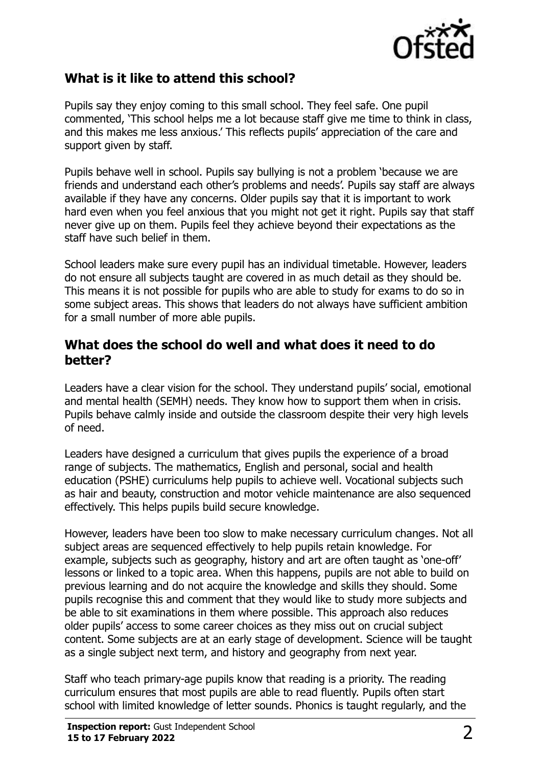## What is it like to attend this school?

Pupils say they enjoy coming to this small school. They feel safe. One pupil commented, 'This school helps me a lot because staff give me time to think in class, and this makes me less anxious.' This reflects pupils' appreciation of the care and support given by staff.

Pupils behave well in school. Pupils say bullying is not a problem 'because we are friends and understand each other's problems and needs'. Pupils say staff are always available if they have any concerns. Older pupils say that it is important to work hard even when you feel anxious that you might not get it right. Pupils say that staff never give up on them. Pupils feel they achieve beyond their expectations as the staff have such belief in them.

School leaders make sure every pupil has an individual timetable. However, leaders do not ensure all subjects taught are covered in as much detail as they should be. This means it is not possible for pupils who are able to study for exams to do so in some subject areas. This shows that leaders do not always have sufficient ambition for a small number of more able pupils.

## What does the school do well and what does it need to do better?

Leaders have a clear vision for the school. They understand pupils' social, emotional and mental health (SEMH) needs. They know how to support them when in crisis. Pupils behave calmly inside and outside the classroom despite their very high levels of need.

Leaders have designed a curriculum that gives pupils the experience of a broad range of subjects. The mathematics, English and personal, social and health education (PSHE) curriculums help pupils to achieve well. Vocational subjects such as hair and beauty, construction and motor vehicle maintenance are also sequenced effectively. This helps pupils build secure knowledge.

However, leaders have been too slow to make necessary curriculum changes. Not all subject areas are sequenced effectively to help pupils retain knowledge. For example, subjects such as geography, history and art are often taught as 'one-off' lessons or linked to a topic area. When this happens, pupils are not able to build on previous learning and do not acquire the knowledge and skills they should. Some pupils recognise this and comment that they would like to study more subjects and be able to sit examinations in them where possible. This approach also reduces older pupils' access to some career choices as they miss out on crucial subject content. Some subjects are at an early stage of development. Science will be taught as a single subject next term, and history and geography from next year.

Staff who teach primary-age pupils know that reading is a priority. The reading curriculum ensures that most pupils are able to read fluently. Pupils often start school with limited knowledge of letter sounds. Phonics is taught regularly, and the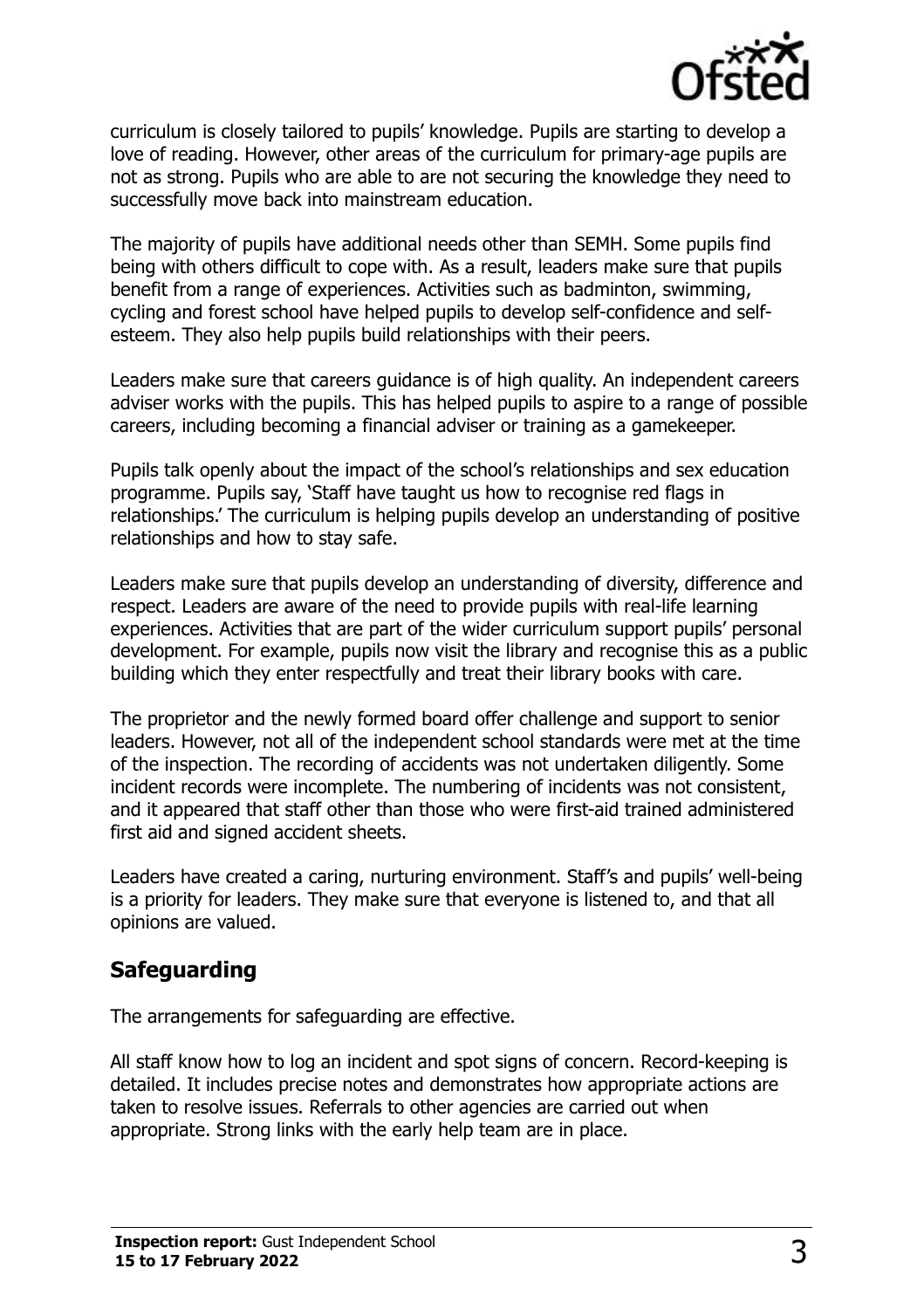curriculum is closely tailored to pupils' knowledge. Pupils are starting to develop a love of reading. However, other areas of the curriculum for primary-age pupils are not as strong. Pupils who are able to are not securing the knowledge they need to successfully move back into mainstream education.

The majority of pupils have additional needs other than SEMH. Some pupils find being with others difficult to cope with. As a result, leaders make sure that pupils benefit from a range of experiences. Activities such as badminton, swimming, cycling and forest school have helped pupils to develop self-confidence and self-esteem. They also help pupils build relationships with their peers.

Leaders make sure that careers guidance is of high quality. An independent careers adviser works with the pupils. This has helped pupils to aspire to a range of possible careers, including becoming a financial adviser or training as a gamekeeper.

Pupils talk openly about the impact of the school's relationships and sex education programme. Pupils say, 'Staff have taught us how to recognise red flags in relationships.' The curriculum is helping pupils develop an understanding of positive relationships and how to stay safe.

Leaders make sure that pupils develop an understanding of diversity, difference and respect. Leaders are aware of the need to provide pupils with real-life learning experiences. Activities that are part of the wider curriculum support pupils' personal development. For example, pupils now visit the library and recognise this as a public building which they enter respectfully and treat their library books with care.

The proprietor and the newly formed board offer challenge and support to senior leaders. However, not all of the independent school standards were met at the time of the inspection. The recording of accidents was not undertaken diligently. Some incident records were incomplete. The numbering of incidents was not consistent, and it appeared that staff other than those who were first-aid trained administered first aid and signed accident sheets.

Leaders have created a caring, nurturing environment. Staff's and pupils' well-being is a priority for leaders. They make sure that everyone is listened to, and that all opinions are valued.

## Safeguarding

The arrangements for safeguarding are effective.

All staff know how to log an incident and spot signs of concern. Record-keeping is detailed. It includes precise notes and demonstrates how appropriate actions are taken to resolve issues. Referrals to other agencies are carried out when appropriate. Strong links with the early help team are in place.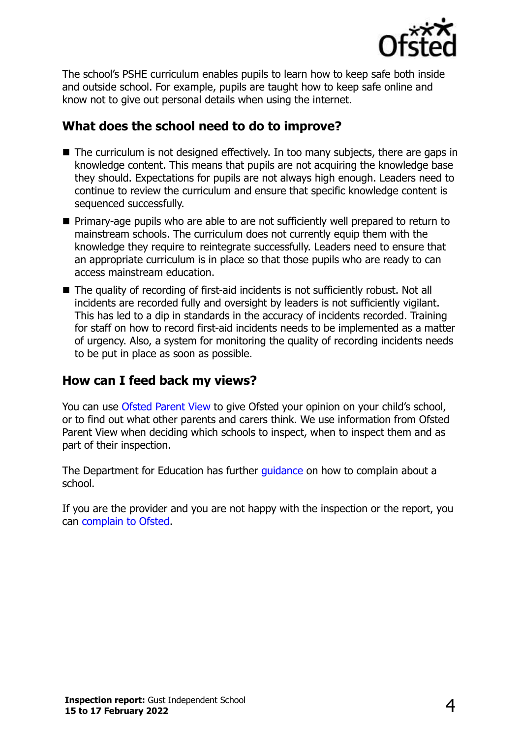The school's PSHE curriculum enables pupils to learn how to keep safe both inside and outside school. For example, pupils are taught how to keep safe online and know not to give out personal details when using the internet.

## What does the school need to do to improve?

- The curriculum is not designed effectively. In too many subjects, there are gaps in knowledge content. This means that pupils are not acquiring the knowledge base they should. Expectations for pupils are not always high enough. Leaders need to continue to review the curriculum and ensure that specific knowledge content is sequenced successfully.
- Primary-age pupils who are able to are not sufficiently well prepared to return to mainstream schools. The curriculum does not currently equip them with the knowledge they require to reintegrate successfully. Leaders need to ensure that an appropriate curriculum is in place so that those pupils who are ready to can access mainstream education.
- The quality of recording of first-aid incidents is not sufficiently robust. Not all incidents are recorded fully and oversight by leaders is not sufficiently vigilant. This has led to a dip in standards in the accuracy of incidents recorded. Training for staff on how to record first-aid incidents needs to be implemented as a matter of urgency. Also, a system for monitoring the quality of recording incidents needs to be put in place as soon as possible.

## How can I feed back my views?

You can use Ofsted Parent View to give Ofsted your opinion on your child's school, or to find out what other parents and carers think. We use information from Ofsted Parent View when deciding which schools to inspect, when to inspect them and as part of their inspection.

The Department for Education has further guidance on how to complain about a school.

If you are the provider and you are not happy with the inspection or the report, you can complain to Ofsted.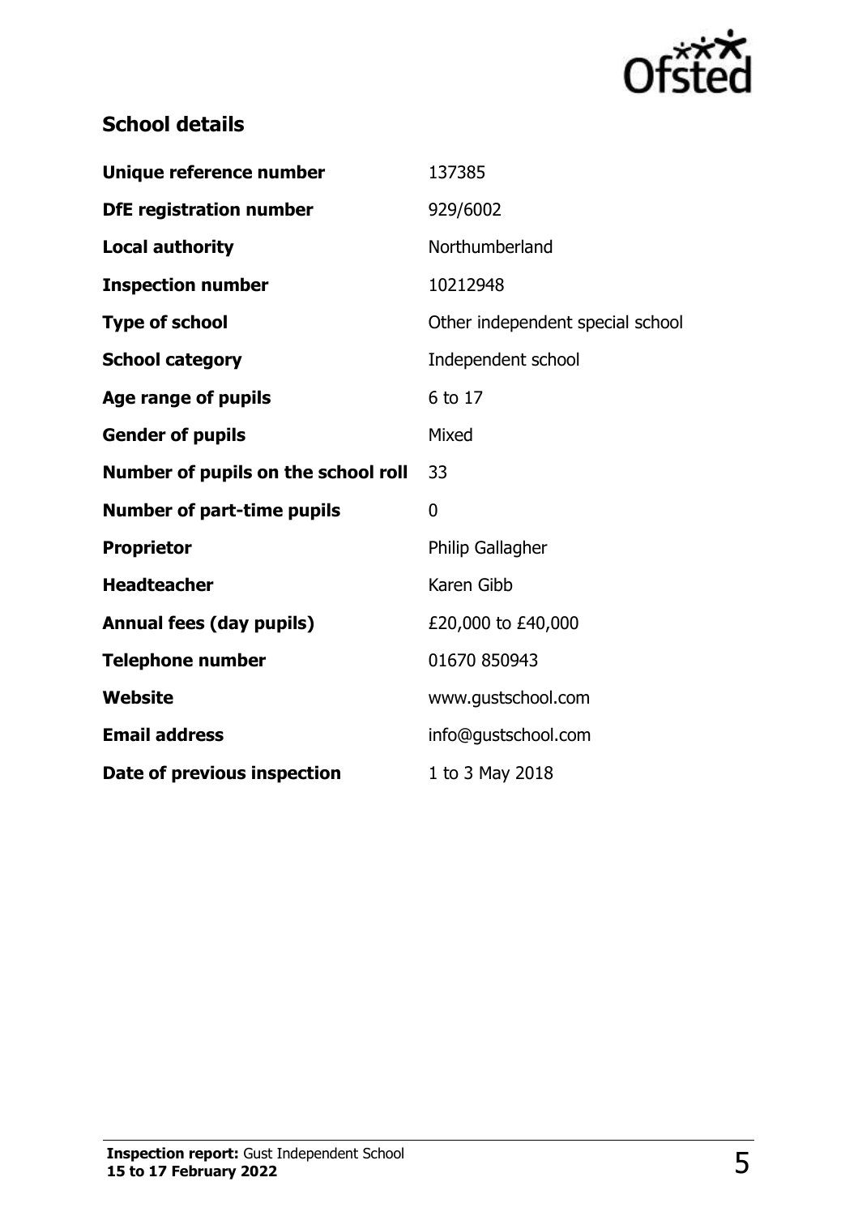## School details

| | |
|---|---|
| **Unique reference number** | 137385 |
| **DfE registration number** | 929/6002 |
| **Local authority** | Northumberland |
| **Inspection number** | 10212948 |
| **Type of school** | Other independent special school |
| **School category** | Independent school |
| **Age range of pupils** | 6 to 17 |
| **Gender of pupils** | Mixed |
| **Number of pupils on the school roll** | 33 |
| **Number of part-time pupils** | 0 |
| **Proprietor** | Philip Gallagher |
| **Headteacher** | Karen Gibb |
| **Annual fees (day pupils)** | £20,000 to £40,000 |
| **Telephone number** | 01670 850943 |
| **Website** | www.gustschool.com |
| **Email address** | info@gustschool.com |
| **Date of previous inspection** | 1 to 3 May 2018 |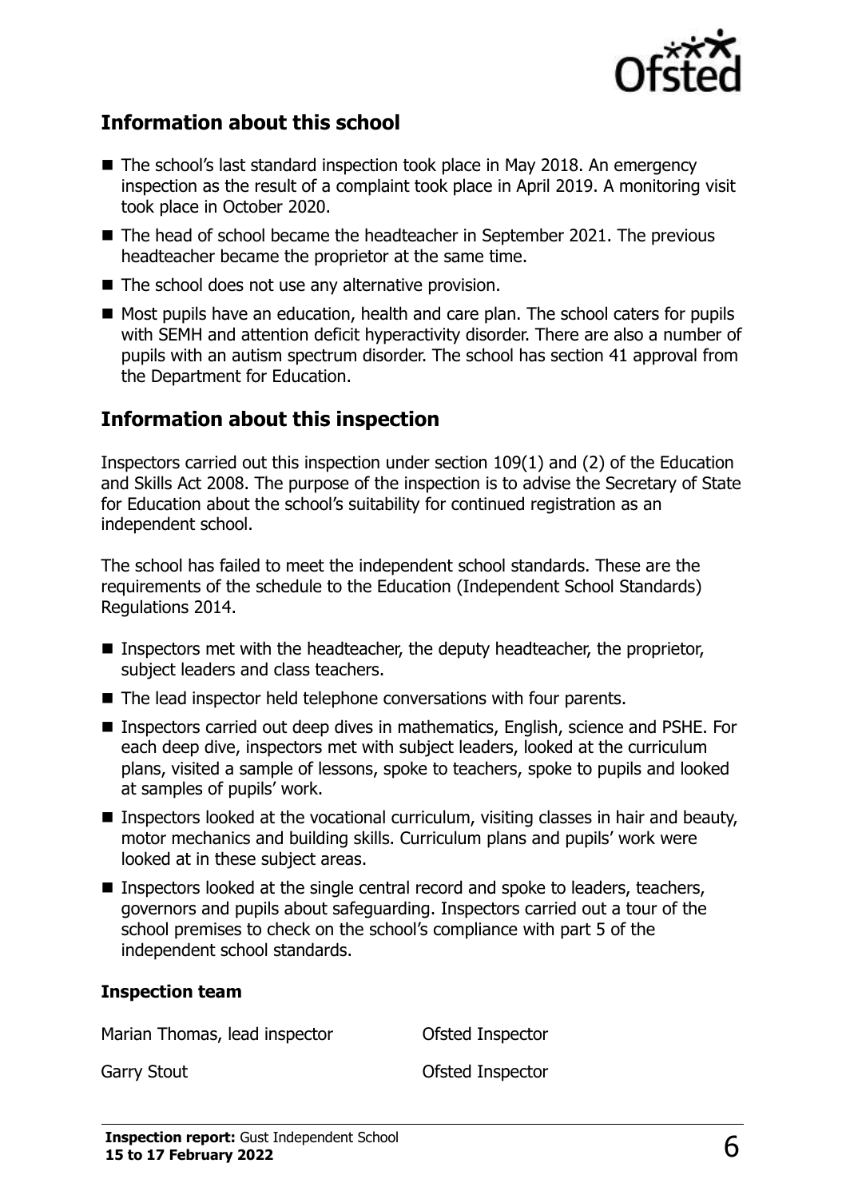## Information about this school

- The school's last standard inspection took place in May 2018. An emergency inspection as the result of a complaint took place in April 2019. A monitoring visit took place in October 2020.
- The head of school became the headteacher in September 2021. The previous headteacher became the proprietor at the same time.
- The school does not use any alternative provision.
- Most pupils have an education, health and care plan. The school caters for pupils with SEMH and attention deficit hyperactivity disorder. There are also a number of pupils with an autism spectrum disorder. The school has section 41 approval from the Department for Education.

## Information about this inspection

Inspectors carried out this inspection under section 109(1) and (2) of the Education and Skills Act 2008. The purpose of the inspection is to advise the Secretary of State for Education about the school's suitability for continued registration as an independent school.

The school has failed to meet the independent school standards. These are the requirements of the schedule to the Education (Independent School Standards) Regulations 2014.

- Inspectors met with the headteacher, the deputy headteacher, the proprietor, subject leaders and class teachers.
- The lead inspector held telephone conversations with four parents.
- Inspectors carried out deep dives in mathematics, English, science and PSHE. For each deep dive, inspectors met with subject leaders, looked at the curriculum plans, visited a sample of lessons, spoke to teachers, spoke to pupils and looked at samples of pupils' work.
- Inspectors looked at the vocational curriculum, visiting classes in hair and beauty, motor mechanics and building skills. Curriculum plans and pupils' work were looked at in these subject areas.
- Inspectors looked at the single central record and spoke to leaders, teachers, governors and pupils about safeguarding. Inspectors carried out a tour of the school premises to check on the school's compliance with part 5 of the independent school standards.

### Inspection team

| | |
|---|---|
| Marian Thomas, lead inspector | Ofsted Inspector |
| Garry Stout | Ofsted Inspector |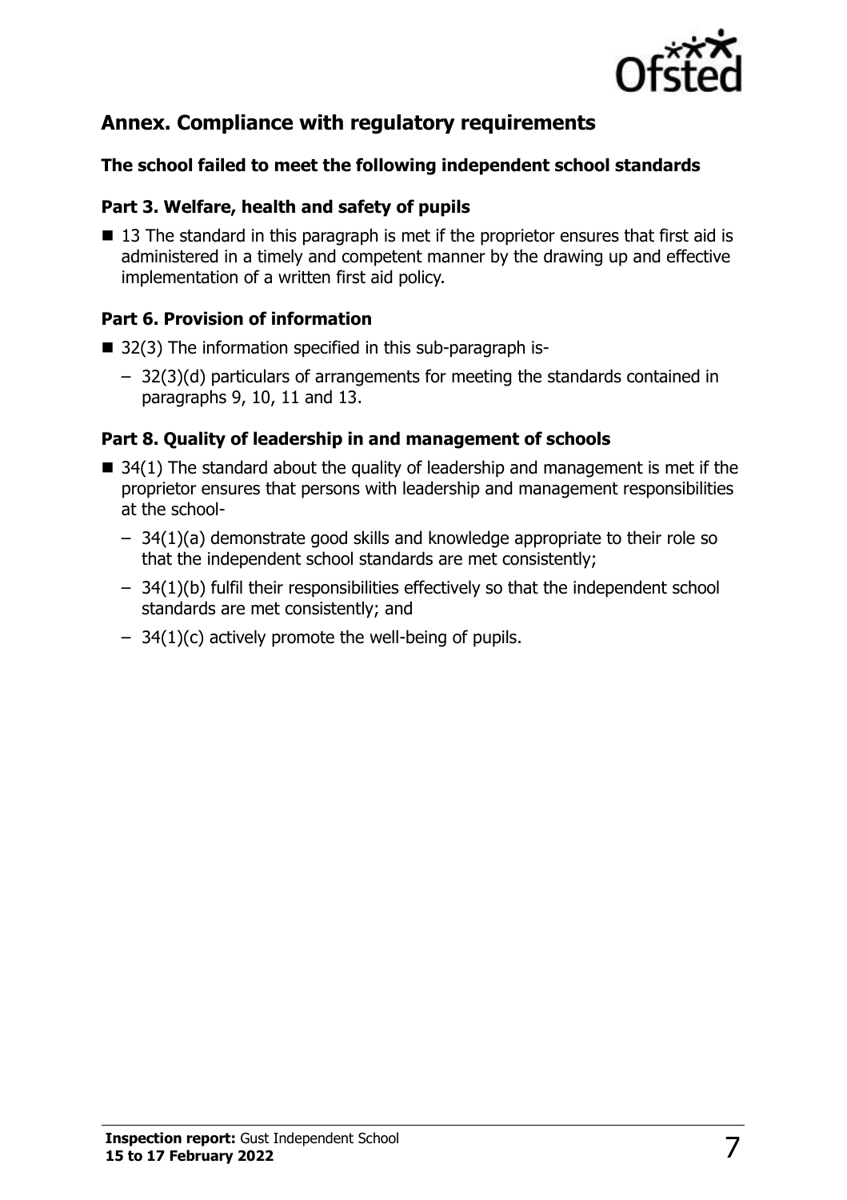## Annex. Compliance with regulatory requirements

### The school failed to meet the following independent school standards

#### Part 3. Welfare, health and safety of pupils

- 13 The standard in this paragraph is met if the proprietor ensures that first aid is administered in a timely and competent manner by the drawing up and effective implementation of a written first aid policy.

#### Part 6. Provision of information

- 32(3) The information specified in this sub-paragraph is-
  - 32(3)(d) particulars of arrangements for meeting the standards contained in paragraphs 9, 10, 11 and 13.

#### Part 8. Quality of leadership in and management of schools

- 34(1) The standard about the quality of leadership and management is met if the proprietor ensures that persons with leadership and management responsibilities at the school-
  - 34(1)(a) demonstrate good skills and knowledge appropriate to their role so that the independent school standards are met consistently;
  - 34(1)(b) fulfil their responsibilities effectively so that the independent school standards are met consistently; and
  - 34(1)(c) actively promote the well-being of pupils.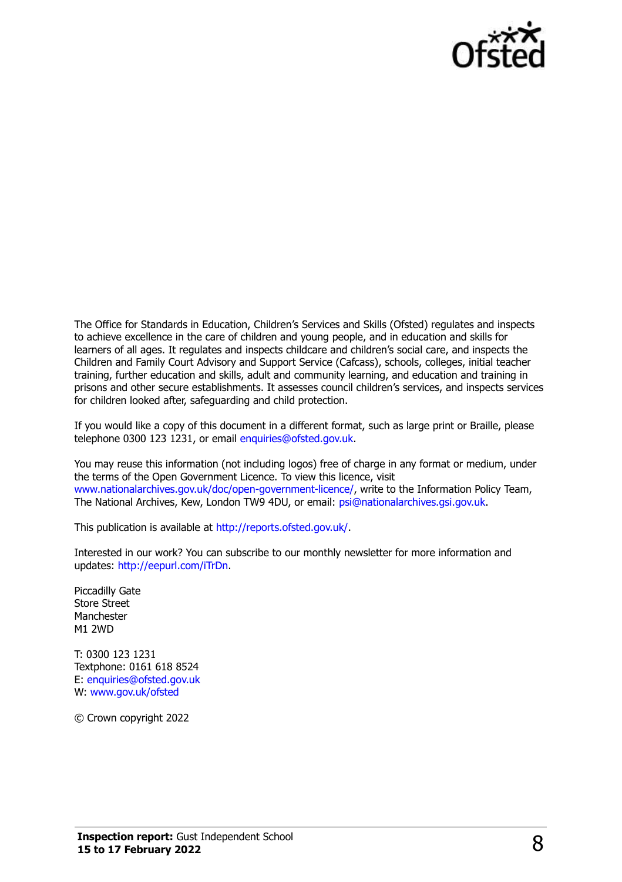The Office for Standards in Education, Children's Services and Skills (Ofsted) regulates and inspects to achieve excellence in the care of children and young people, and in education and skills for learners of all ages. It regulates and inspects childcare and children's social care, and inspects the Children and Family Court Advisory and Support Service (Cafcass), schools, colleges, initial teacher training, further education and skills, adult and community learning, and education and training in prisons and other secure establishments. It assesses council children's services, and inspects services for children looked after, safeguarding and child protection.

If you would like a copy of this document in a different format, such as large print or Braille, please telephone 0300 123 1231, or email enquiries@ofsted.gov.uk.

You may reuse this information (not including logos) free of charge in any format or medium, under the terms of the Open Government Licence. To view this licence, visit www.nationalarchives.gov.uk/doc/open-government-licence/, write to the Information Policy Team, The National Archives, Kew, London TW9 4DU, or email: psi@nationalarchives.gsi.gov.uk.

This publication is available at http://reports.ofsted.gov.uk/.

Interested in our work? You can subscribe to our monthly newsletter for more information and updates: http://eepurl.com/iTrDn.

Piccadilly Gate
Store Street
Manchester
M1 2WD

T: 0300 123 1231
Textphone: 0161 618 8524
E: enquiries@ofsted.gov.uk
W: www.gov.uk/ofsted

© Crown copyright 2022